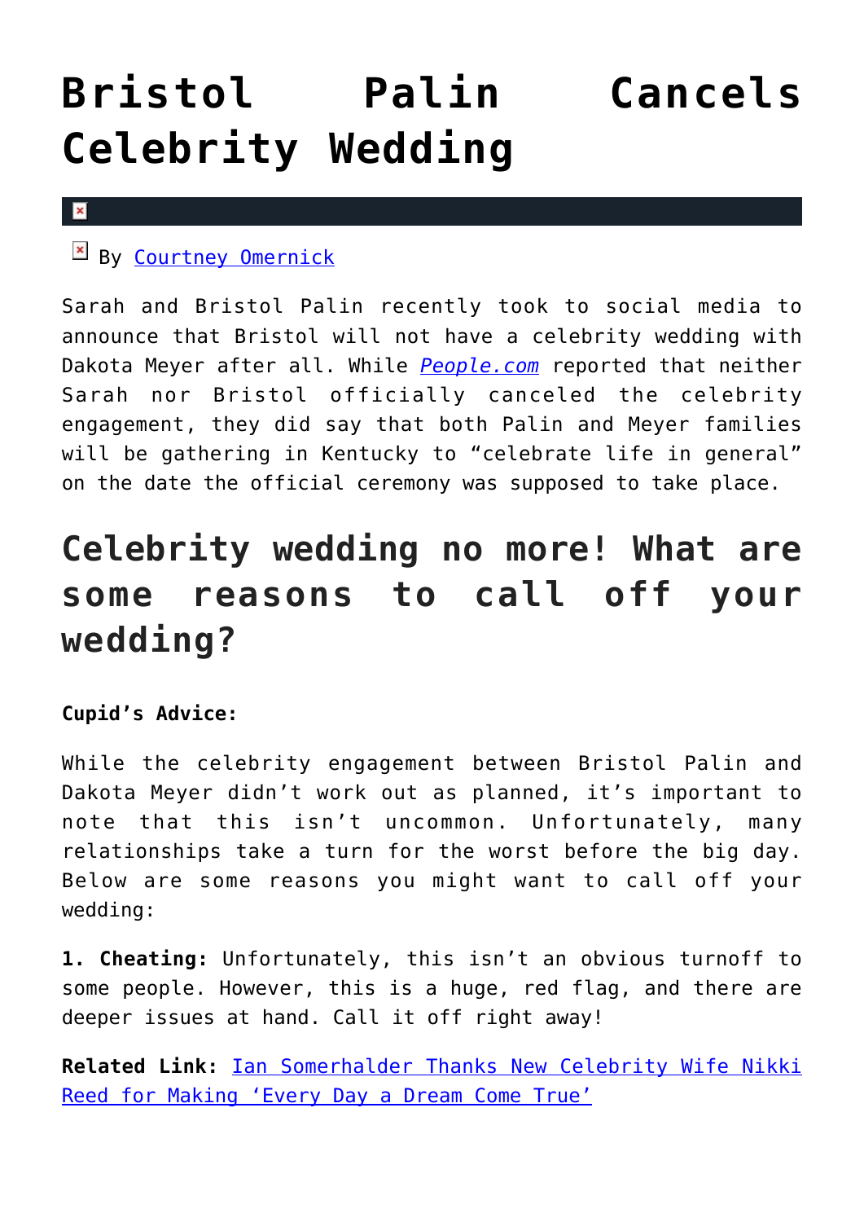# Bristol Palin Cancels Celebrity Wedding

By Courtney Omernick

Sarah and Bristol Palin recently took to social media to announce that Bristol will not have a celebrity wedding with Dakota Meyer after all. While *People.com* reported that neither Sarah nor Bristol officially canceled the celebrity engagement, they did say that both Palin and Meyer families will be gathering in Kentucky to "celebrate life in general" on the date the official ceremony was supposed to take place.

## Celebrity wedding no more! What are some reasons to call off your wedding?

**Cupid's Advice:**

While the celebrity engagement between Bristol Palin and Dakota Meyer didn't work out as planned, it's important to note that this isn't uncommon. Unfortunately, many relationships take a turn for the worst before the big day. Below are some reasons you might want to call off your wedding:

**1. Cheating:** Unfortunately, this isn't an obvious turnoff to some people. However, this is a huge, red flag, and there are deeper issues at hand. Call it off right away!

**Related Link:** Ian Somerhalder Thanks New Celebrity Wife Nikki Reed for Making 'Every Day a Dream Come True'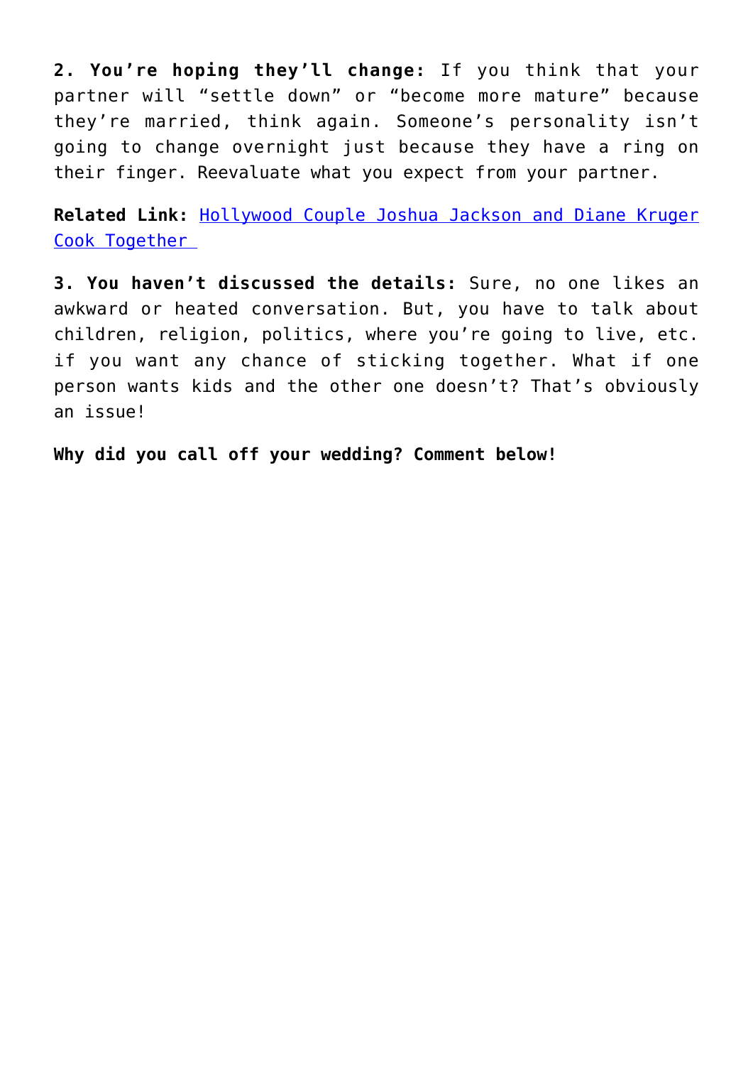**2. You're hoping they'll change:** If you think that your partner will "settle down" or "become more mature" because they're married, think again. Someone's personality isn't going to change overnight just because they have a ring on their finger. Reevaluate what you expect from your partner.

**Related Link:** Hollywood Couple Joshua Jackson and Diane Kruger Cook Together

**3. You haven't discussed the details:** Sure, no one likes an awkward or heated conversation. But, you have to talk about children, religion, politics, where you're going to live, etc. if you want any chance of sticking together. What if one person wants kids and the other one doesn't? That's obviously an issue!

**Why did you call off your wedding? Comment below!**